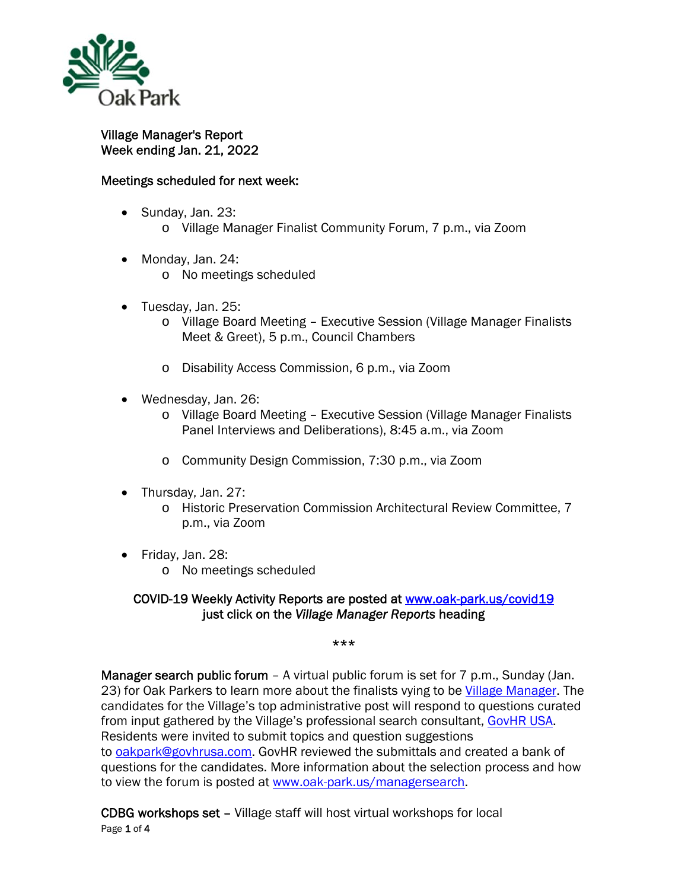Village Manager's Report
Week ending Jan. 21, 2022

Meetings scheduled for next week:

- Sunday, Jan. 23:
  - Village Manager Finalist Community Forum, 7 p.m., via Zoom
- Monday, Jan. 24:
  - No meetings scheduled
- Tuesday, Jan. 25:
  - Village Board Meeting – Executive Session (Village Manager Finalists Meet & Greet), 5 p.m., Council Chambers
  - Disability Access Commission, 6 p.m., via Zoom
- Wednesday, Jan. 26:
  - Village Board Meeting – Executive Session (Village Manager Finalists Panel Interviews and Deliberations), 8:45 a.m., via Zoom
  - Community Design Commission, 7:30 p.m., via Zoom
- Thursday, Jan. 27:
  - Historic Preservation Commission Architectural Review Committee, 7 p.m., via Zoom
- Friday, Jan. 28:
  - No meetings scheduled

COVID-19 Weekly Activity Reports are posted at www.oak-park.us/covid19 just click on the *Village Manager Reports* heading

***

**Manager search public forum** – A virtual public forum is set for 7 p.m., Sunday (Jan. 23) for Oak Parkers to learn more about the finalists vying to be Village Manager. The candidates for the Village's top administrative post will respond to questions curated from input gathered by the Village's professional search consultant, GovHR USA. Residents were invited to submit topics and question suggestions to oakpark@govhrusa.com. GovHR reviewed the submittals and created a bank of questions for the candidates. More information about the selection process and how to view the forum is posted at www.oak-park.us/managersearch.

**CDBG workshops set** – Village staff will host virtual workshops for local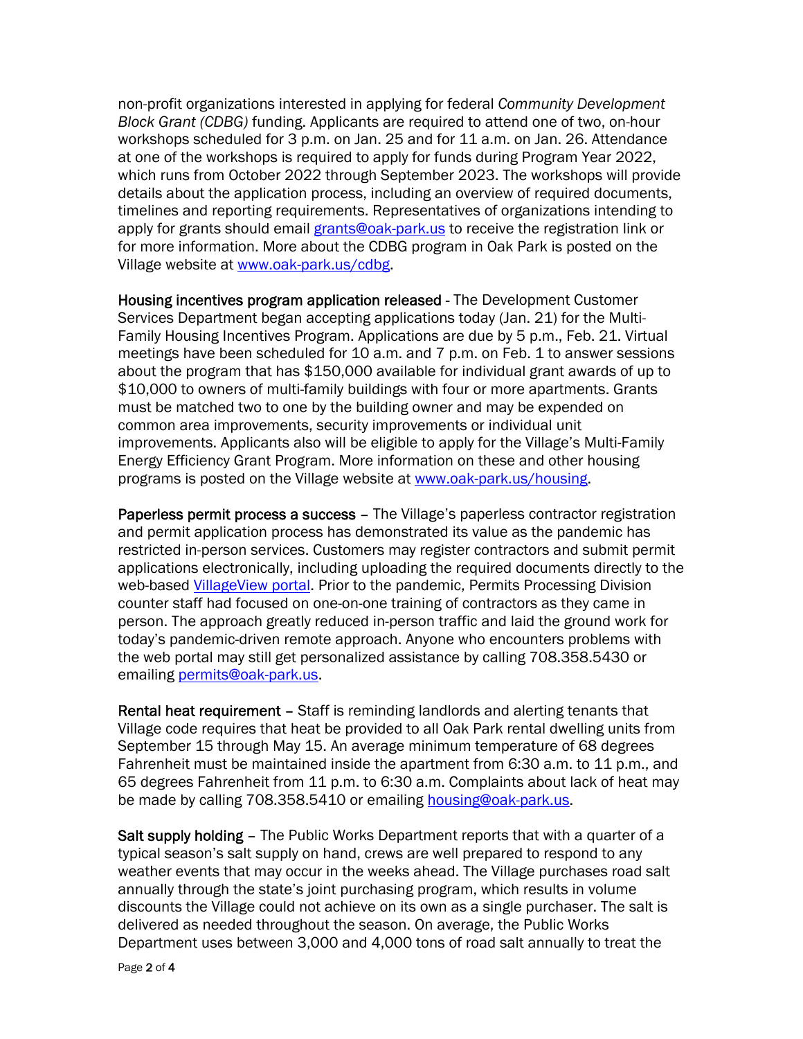non-profit organizations interested in applying for federal *Community Development Block Grant (CDBG)* funding. Applicants are required to attend one of two, on-hour workshops scheduled for 3 p.m. on Jan. 25 and for 11 a.m. on Jan. 26. Attendance at one of the workshops is required to apply for funds during Program Year 2022, which runs from October 2022 through September 2023. The workshops will provide details about the application process, including an overview of required documents, timelines and reporting requirements. Representatives of organizations intending to apply for grants should email [grants@oak-park.us](mailto:grants@oak-park.us) to receive the registration link or for more information. More about the CDBG program in Oak Park is posted on the Village website at [www.oak-park.us/cdbg](http://www.oak-park.us/cdbg).

**Housing incentives program application released** - The Development Customer Services Department began accepting applications today (Jan. 21) for the Multi-Family Housing Incentives Program. Applications are due by 5 p.m., Feb. 21. Virtual meetings have been scheduled for 10 a.m. and 7 p.m. on Feb. 1 to answer sessions about the program that has $150,000 available for individual grant awards of up to $10,000 to owners of multi-family buildings with four or more apartments. Grants must be matched two to one by the building owner and may be expended on common area improvements, security improvements or individual unit improvements. Applicants also will be eligible to apply for the Village's Multi-Family Energy Efficiency Grant Program. More information on these and other housing programs is posted on the Village website at [www.oak-park.us/housing](http://www.oak-park.us/housing).

**Paperless permit process a success** – The Village's paperless contractor registration and permit application process has demonstrated its value as the pandemic has restricted in-person services. Customers may register contractors and submit permit applications electronically, including uploading the required documents directly to the web-based VillageView portal. Prior to the pandemic, Permits Processing Division counter staff had focused on one-on-one training of contractors as they came in person. The approach greatly reduced in-person traffic and laid the ground work for today's pandemic-driven remote approach. Anyone who encounters problems with the web portal may still get personalized assistance by calling 708.358.5430 or emailing [permits@oak-park.us](mailto:permits@oak-park.us).

**Rental heat requirement** – Staff is reminding landlords and alerting tenants that Village code requires that heat be provided to all Oak Park rental dwelling units from September 15 through May 15. An average minimum temperature of 68 degrees Fahrenheit must be maintained inside the apartment from 6:30 a.m. to 11 p.m., and 65 degrees Fahrenheit from 11 p.m. to 6:30 a.m. Complaints about lack of heat may be made by calling 708.358.5410 or emailing [housing@oak-park.us](mailto:housing@oak-park.us).

**Salt supply holding** – The Public Works Department reports that with a quarter of a typical season's salt supply on hand, crews are well prepared to respond to any weather events that may occur in the weeks ahead. The Village purchases road salt annually through the state's joint purchasing program, which results in volume discounts the Village could not achieve on its own as a single purchaser. The salt is delivered as needed throughout the season. On average, the Public Works Department uses between 3,000 and 4,000 tons of road salt annually to treat the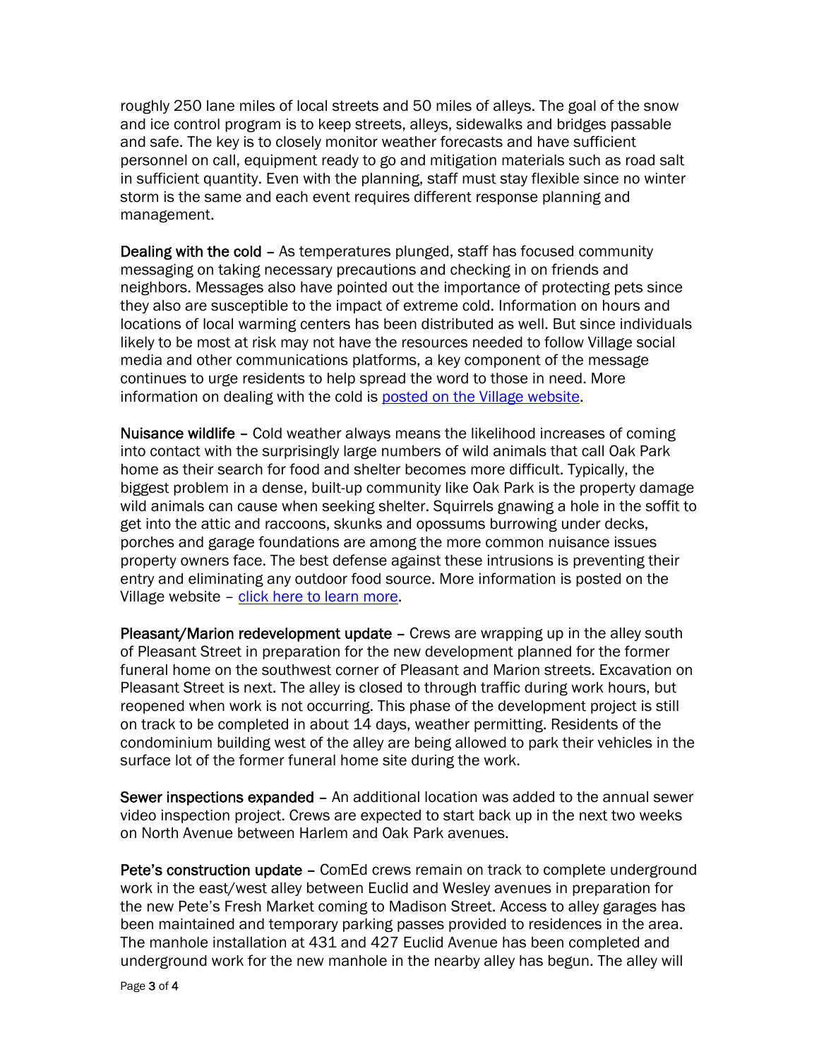roughly 250 lane miles of local streets and 50 miles of alleys. The goal of the snow and ice control program is to keep streets, alleys, sidewalks and bridges passable and safe. The key is to closely monitor weather forecasts and have sufficient personnel on call, equipment ready to go and mitigation materials such as road salt in sufficient quantity. Even with the planning, staff must stay flexible since no winter storm is the same and each event requires different response planning and management.

**Dealing with the cold** – As temperatures plunged, staff has focused community messaging on taking necessary precautions and checking in on friends and neighbors. Messages also have pointed out the importance of protecting pets since they also are susceptible to the impact of extreme cold. Information on hours and locations of local warming centers has been distributed as well. But since individuals likely to be most at risk may not have the resources needed to follow Village social media and other communications platforms, a key component of the message continues to urge residents to help spread the word to those in need. More information on dealing with the cold is posted on the Village website.

**Nuisance wildlife** – Cold weather always means the likelihood increases of coming into contact with the surprisingly large numbers of wild animals that call Oak Park home as their search for food and shelter becomes more difficult. Typically, the biggest problem in a dense, built-up community like Oak Park is the property damage wild animals can cause when seeking shelter. Squirrels gnawing a hole in the soffit to get into the attic and raccoons, skunks and opossums burrowing under decks, porches and garage foundations are among the more common nuisance issues property owners face. The best defense against these intrusions is preventing their entry and eliminating any outdoor food source. More information is posted on the Village website – click here to learn more.

**Pleasant/Marion redevelopment update** – Crews are wrapping up in the alley south of Pleasant Street in preparation for the new development planned for the former funeral home on the southwest corner of Pleasant and Marion streets. Excavation on Pleasant Street is next. The alley is closed to through traffic during work hours, but reopened when work is not occurring. This phase of the development project is still on track to be completed in about 14 days, weather permitting. Residents of the condominium building west of the alley are being allowed to park their vehicles in the surface lot of the former funeral home site during the work.

**Sewer inspections expanded** – An additional location was added to the annual sewer video inspection project. Crews are expected to start back up in the next two weeks on North Avenue between Harlem and Oak Park avenues.

**Pete's construction update** – ComEd crews remain on track to complete underground work in the east/west alley between Euclid and Wesley avenues in preparation for the new Pete's Fresh Market coming to Madison Street. Access to alley garages has been maintained and temporary parking passes provided to residences in the area. The manhole installation at 431 and 427 Euclid Avenue has been completed and underground work for the new manhole in the nearby alley has begun. The alley will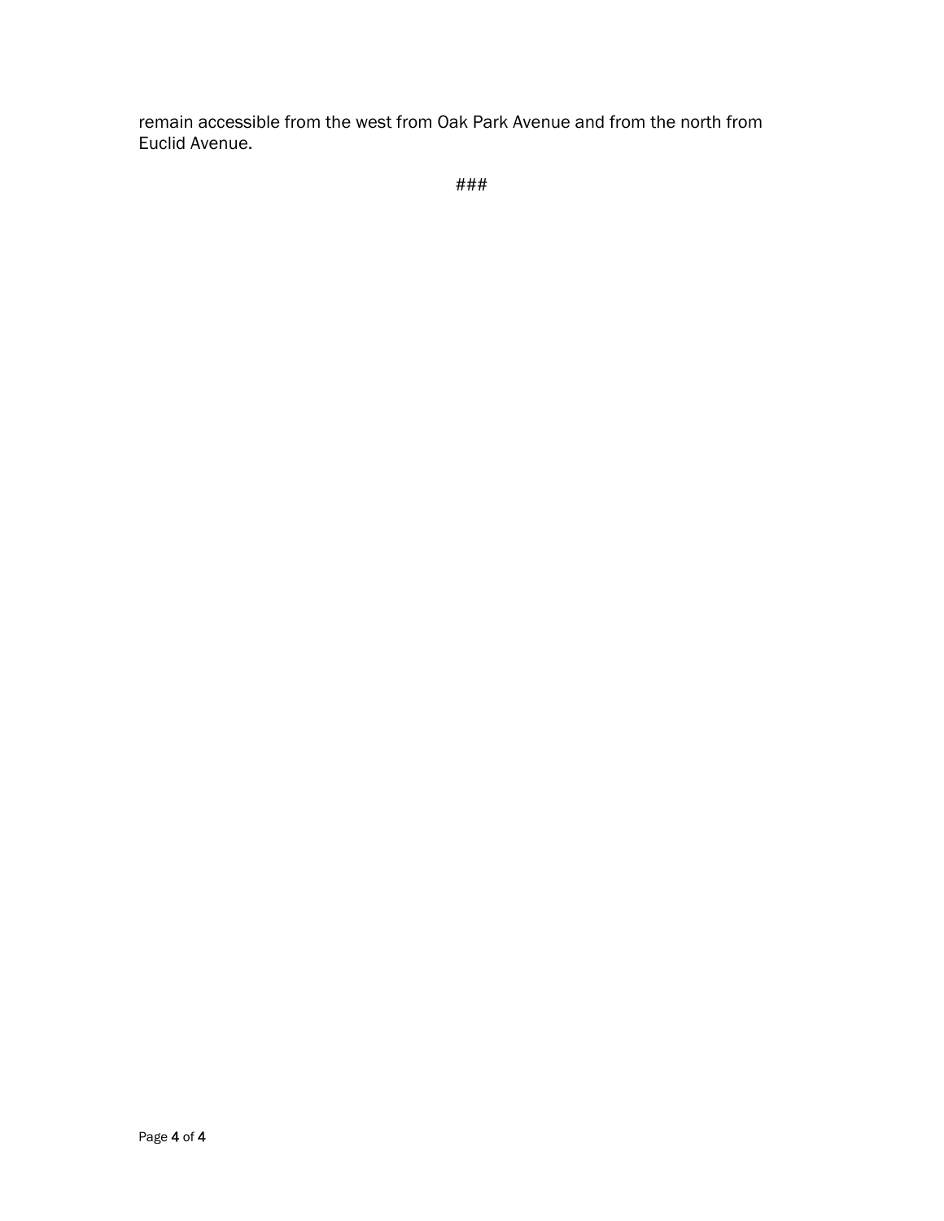remain accessible from the west from Oak Park Avenue and from the north from Euclid Avenue.

###